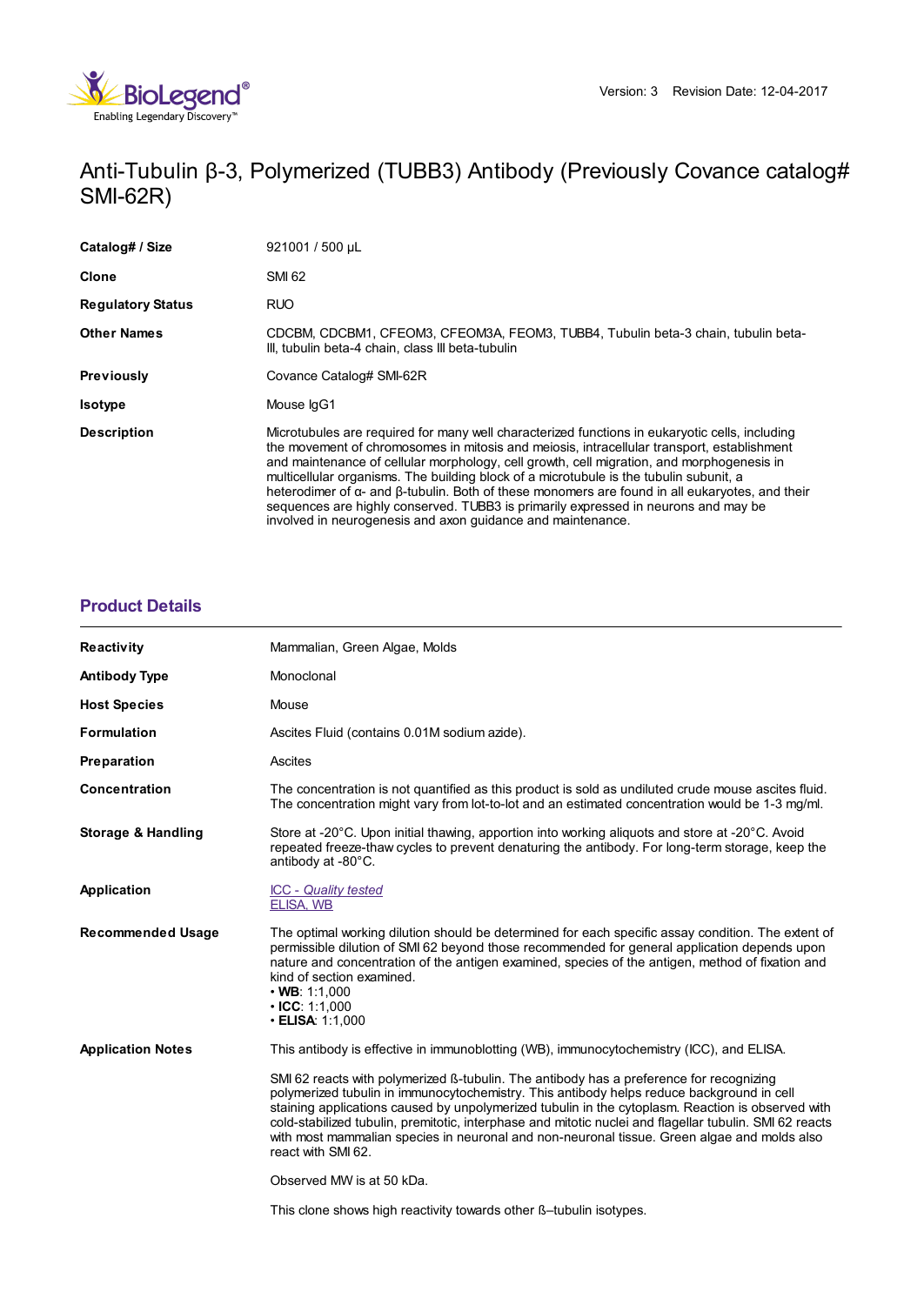Version: 3 Revision Date: 12-04-2017

# Anti-Tubulin β-3, Polymerized (TUBB3) Antibody (Previously Covance catalog# SMI-62R)

| | |
|---|---|
| **Catalog# / Size** | 921001 / 500 µL |
| **Clone** | SMI 62 |
| **Regulatory Status** | RUO |
| **Other Names** | CDCBM, CDCBM1, CFEOM3, CFEOM3A, FEOM3, TUBB4, Tubulin beta-3 chain, tubulin beta-III, tubulin beta-4 chain, class III beta-tubulin |
| **Previously** | Covance Catalog# SMI-62R |
| **Isotype** | Mouse IgG1 |
| **Description** | Microtubules are required for many well characterized functions in eukaryotic cells, including the movement of chromosomes in mitosis and meiosis, intracellular transport, establishment and maintenance of cellular morphology, cell growth, cell migration, and morphogenesis in multicellular organisms. The building block of a microtubule is the tubulin subunit, a heterodimer of α- and β-tubulin. Both of these monomers are found in all eukaryotes, and their sequences are highly conserved. TUBB3 is primarily expressed in neurons and may be involved in neurogenesis and axon guidance and maintenance. |

## Product Details

| | |
|---|---|
| **Reactivity** | Mammalian, Green Algae, Molds |
| **Antibody Type** | Monoclonal |
| **Host Species** | Mouse |
| **Formulation** | Ascites Fluid (contains 0.01M sodium azide). |
| **Preparation** | Ascites |
| **Concentration** | The concentration is not quantified as this product is sold as undiluted crude mouse ascites fluid. The concentration might vary from lot-to-lot and an estimated concentration would be 1-3 mg/ml. |
| **Storage & Handling** | Store at -20°C. Upon initial thawing, apportion into working aliquots and store at -20°C. Avoid repeated freeze-thaw cycles to prevent denaturing the antibody. For long-term storage, keep the antibody at -80°C. |
| **Application** | ICC - *Quality tested*<br>ELISA, WB |
| **Recommended Usage** | The optimal working dilution should be determined for each specific assay condition. The extent of permissible dilution of SMI 62 beyond those recommended for general application depends upon nature and concentration of the antigen examined, species of the antigen, method of fixation and kind of section examined.<br>• **WB**: 1:1,000<br>• **ICC**: 1:1,000<br>• **ELISA**: 1:1,000 |
| **Application Notes** | This antibody is effective in immunoblotting (WB), immunocytochemistry (ICC), and ELISA.<br><br>SMI 62 reacts with polymerized ß-tubulin. The antibody has a preference for recognizing polymerized tubulin in immunocytochemistry. This antibody helps reduce background in cell staining applications caused by unpolymerized tubulin in the cytoplasm. Reaction is observed with cold-stabilized tubulin, premitotic, interphase and mitotic nuclei and flagellar tubulin. SMI 62 reacts with most mammalian species in neuronal and non-neuronal tissue. Green algae and molds also react with SMI 62.<br><br>Observed MW is at 50 kDa.<br><br>This clone shows high reactivity towards other ß–tubulin isotypes. |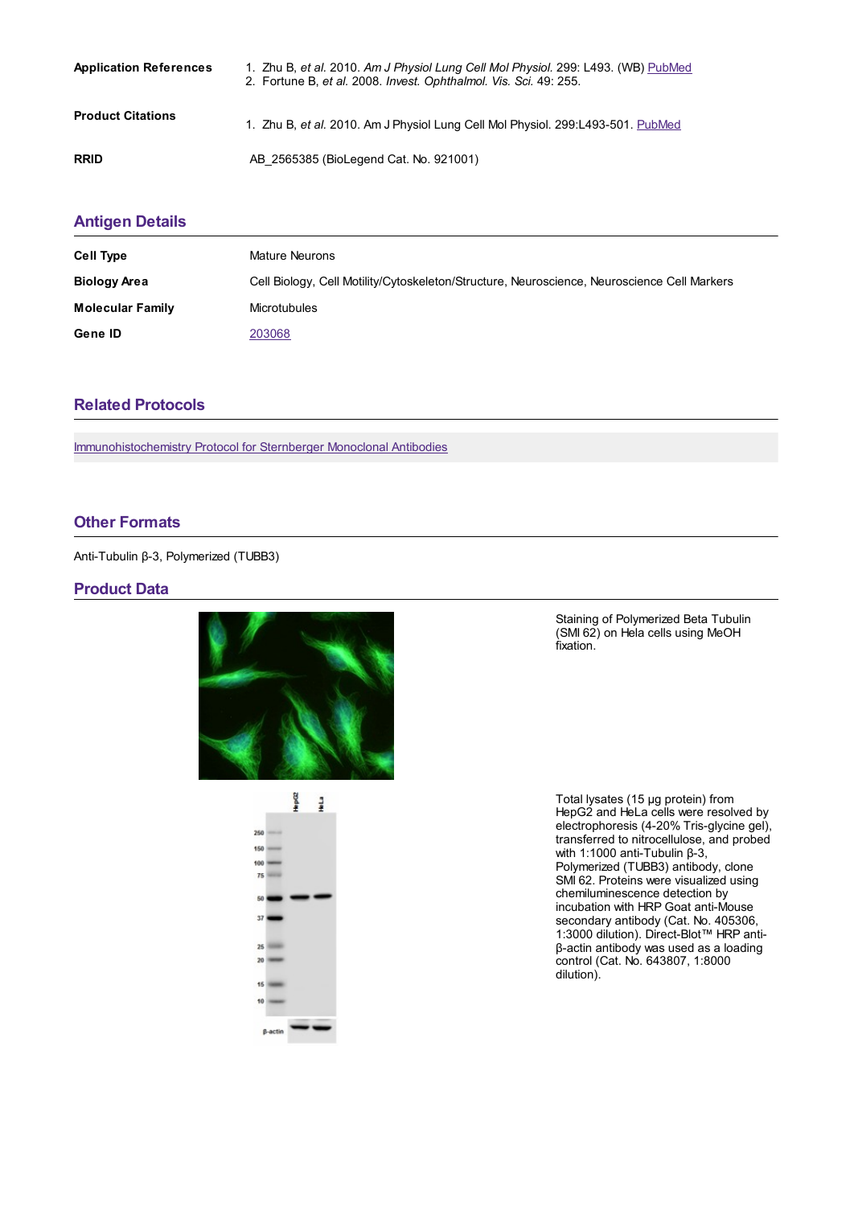| | |
|---|---|
| **Application References** | 1. Zhu B, *et al.* 2010. *Am J Physiol Lung Cell Mol Physiol.* 299: L493. (WB) PubMed<br>2. Fortune B, *et al.* 2008. *Invest. Ophthalmol. Vis. Sci.* 49: 255. |
| **Product Citations** | 1. Zhu B, *et al.* 2010. Am J Physiol Lung Cell Mol Physiol. 299:L493-501. PubMed |
| **RRID** | AB_2565385 (BioLegend Cat. No. 921001) |

## Antigen Details

| | |
|---|---|
| **Cell Type** | Mature Neurons |
| **Biology Area** | Cell Biology, Cell Motility/Cytoskeleton/Structure, Neuroscience, Neuroscience Cell Markers |
| **Molecular Family** | Microtubules |
| **Gene ID** | 203068 |

## Related Protocols

Immunohistochemistry Protocol for Sternberger Monoclonal Antibodies

## Other Formats

Anti-Tubulin β-3, Polymerized (TUBB3)

## Product Data

Staining of Polymerized Beta Tubulin (SMI 62) on Hela cells using MeOH fixation.

HepG2
HeLa
250
150
100
75
50
37
25
20
15
10
β-actin

Total lysates (15 µg protein) from HepG2 and HeLa cells were resolved by electrophoresis (4-20% Tris-glycine gel), transferred to nitrocellulose, and probed with 1:1000 anti-Tubulin β-3, Polymerized (TUBB3) antibody, clone SMI 62. Proteins were visualized using chemiluminescence detection by incubation with HRP Goat anti-Mouse secondary antibody (Cat. No. 405306, 1:3000 dilution). Direct-Blot™ HRP anti-β-actin antibody was used as a loading control (Cat. No. 643807, 1:8000 dilution).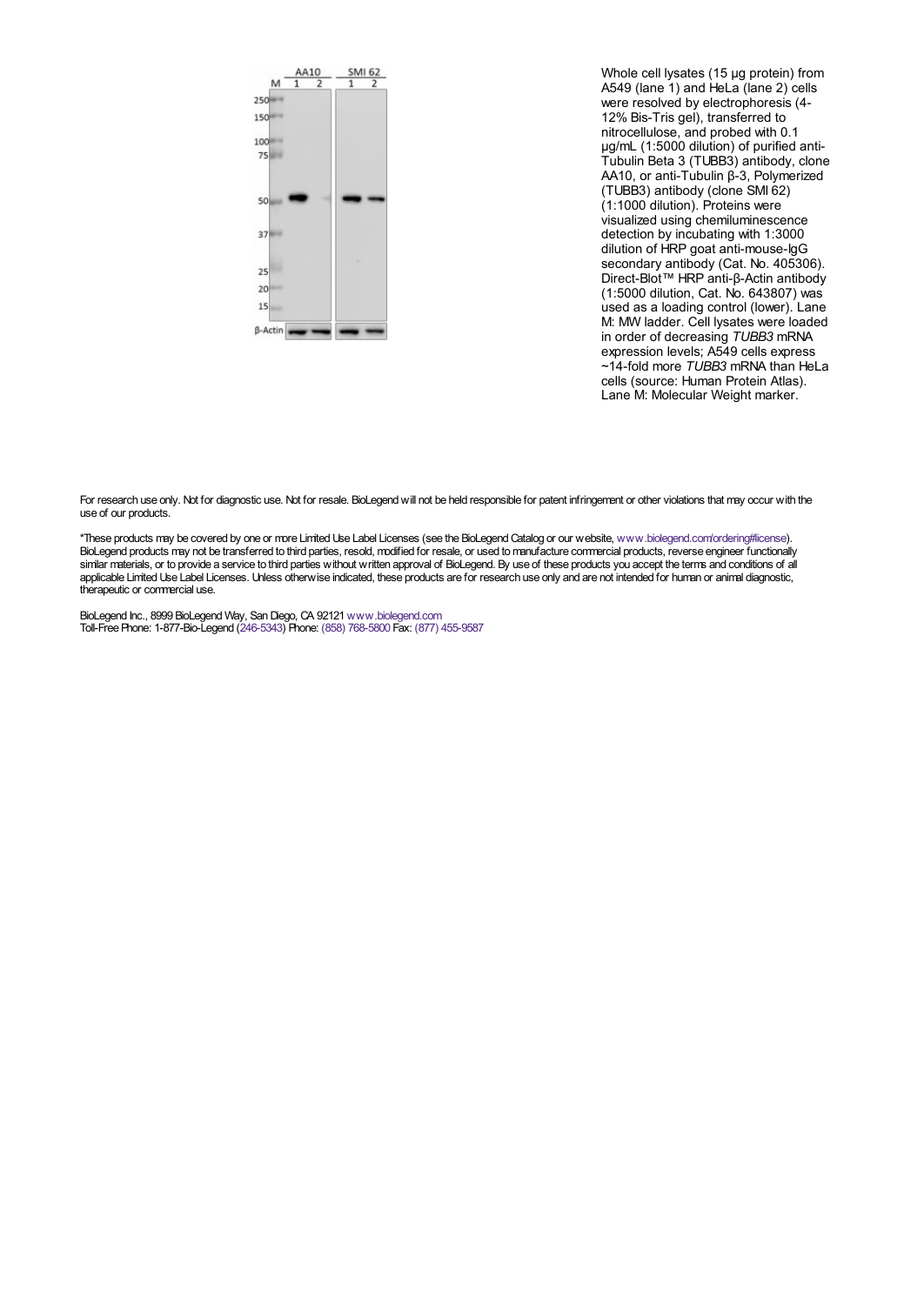AA10 SMI 62
M 1 2 1 2
250
150
100
75
50
37
25
20
15
β-Actin

Whole cell lysates (15 µg protein) from A549 (lane 1) and HeLa (lane 2) cells were resolved by electrophoresis (4-12% Bis-Tris gel), transferred to nitrocellulose, and probed with 0.1 µg/mL (1:5000 dilution) of purified anti-Tubulin Beta 3 (TUBB3) antibody, clone AA10, or anti-Tubulin β-3, Polymerized (TUBB3) antibody (clone SMI 62) (1:1000 dilution). Proteins were visualized using chemiluminescence detection by incubating with 1:3000 dilution of HRP goat anti-mouse-IgG secondary antibody (Cat. No. 405306). Direct-Blot™ HRP anti-β-Actin antibody (1:5000 dilution, Cat. No. 643807) was used as a loading control (lower). Lane M: MW ladder. Cell lysates were loaded in order of decreasing *TUBB3* mRNA expression levels; A549 cells express ~14-fold more *TUBB3* mRNA than HeLa cells (source: Human Protein Atlas). Lane M: Molecular Weight marker.

For research use only. Not for diagnostic use. Not for resale. BioLegend will not be held responsible for patent infringement or other violations that may occur with the use of our products.

*These products may be covered by one or more Limited Use Label Licenses (see the BioLegend Catalog or our website, www.biolegend.com/ordering#license). BioLegend products may not be transferred to third parties, resold, modified for resale, or used to manufacture commercial products, reverse engineer functionally similar materials, or to provide a service to third parties without written approval of BioLegend. By use of these products you accept the terms and conditions of all applicable Limited Use Label Licenses. Unless otherwise indicated, these products are for research use only and are not intended for human or animal diagnostic, therapeutic or commercial use.

BioLegend Inc., 8999 BioLegend Way, San Diego, CA 92121 www.biolegend.com
Toll-Free Phone: 1-877-Bio-Legend (246-5343) Phone: (858) 768-5800 Fax: (877) 455-9587